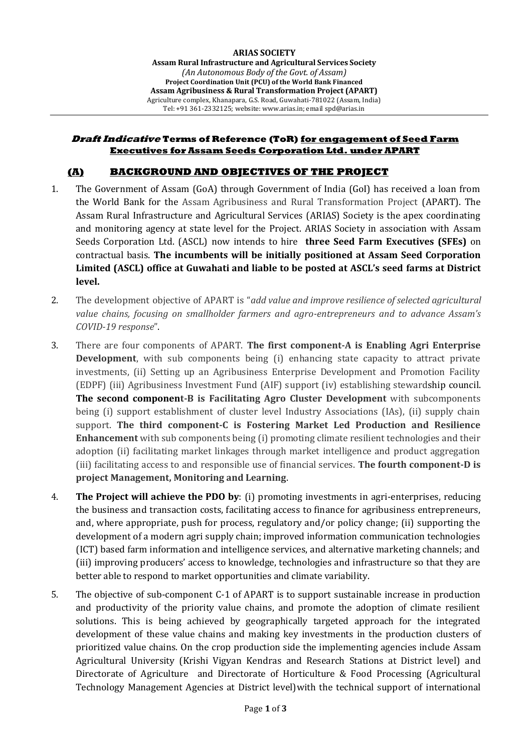**ARIAS SOCIETY**

**Assam Rural Infrastructure and Agricultural Services Society**

*(An Autonomous Body of the Govt. of Assam)*

**Project Coordination Unit (PCU) of the World Bank Financed**

**Assam Agribusiness & Rural Transformation Project (APART)**

Agriculture complex, Khanapara, G.S. Road, Guwahati-781022 (Assam, India)

Tel: +91 361-2332125; website: www.arias.in; email spd@arias.in

---

## ***Draft Indicative*** **Terms of Reference (ToR) for engagement of Seed Farm Executives for Assam Seeds Corporation Ltd. under APART**

## **(A) BACKGROUND AND OBJECTIVES OF THE PROJECT**

1. The Government of Assam (GoA) through Government of India (GoI) has received a loan from the World Bank for the Assam Agribusiness and Rural Transformation Project (APART). The Assam Rural Infrastructure and Agricultural Services (ARIAS) Society is the apex coordinating and monitoring agency at state level for the Project. ARIAS Society in association with Assam Seeds Corporation Ltd. (ASCL) now intends to hire **three Seed Farm Executives (SFEs)** on contractual basis. **The incumbents will be initially positioned at Assam Seed Corporation Limited (ASCL) office at Guwahati and liable to be posted at ASCL's seed farms at District level.**

2. The development objective of APART is "*add value and improve resilience of selected agricultural value chains, focusing on smallholder farmers and agro-entrepreneurs and to advance Assam's COVID-19 response*".

3. There are four components of APART. **The first component-A is Enabling Agri Enterprise Development**, with sub components being (i) enhancing state capacity to attract private investments, (ii) Setting up an Agribusiness Enterprise Development and Promotion Facility (EDPF) (iii) Agribusiness Investment Fund (AIF) support (iv) establishing stewardship council. **The second component-B is Facilitating Agro Cluster Development** with subcomponents being (i) support establishment of cluster level Industry Associations (IAs), (ii) supply chain support. **The third component-C is Fostering Market Led Production and Resilience Enhancement** with sub components being (i) promoting climate resilient technologies and their adoption (ii) facilitating market linkages through market intelligence and product aggregation (iii) facilitating access to and responsible use of financial services. **The fourth component-D is project Management, Monitoring and Learning**.

4. **The Project will achieve the PDO by**: (i) promoting investments in agri-enterprises, reducing the business and transaction costs, facilitating access to finance for agribusiness entrepreneurs, and, where appropriate, push for process, regulatory and/or policy change; (ii) supporting the development of a modern agri supply chain; improved information communication technologies (ICT) based farm information and intelligence services, and alternative marketing channels; and (iii) improving producers' access to knowledge, technologies and infrastructure so that they are better able to respond to market opportunities and climate variability.

5. The objective of sub-component C-1 of APART is to support sustainable increase in production and productivity of the priority value chains, and promote the adoption of climate resilient solutions. This is being achieved by geographically targeted approach for the integrated development of these value chains and making key investments in the production clusters of prioritized value chains. On the crop production side the implementing agencies include Assam Agricultural University (Krishi Vigyan Kendras and Research Stations at District level) and Directorate of Agriculture and Directorate of Horticulture & Food Processing (Agricultural Technology Management Agencies at District level) with the technical support of international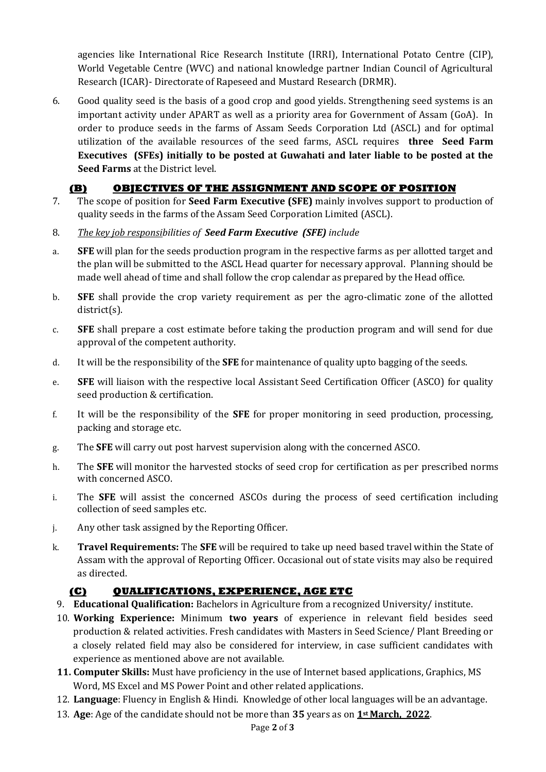agencies like International Rice Research Institute (IRRI), International Potato Centre (CIP), World Vegetable Centre (WVC) and national knowledge partner Indian Council of Agricultural Research (ICAR)- Directorate of Rapeseed and Mustard Research (DRMR).

6. Good quality seed is the basis of a good crop and good yields. Strengthening seed systems is an important activity under APART as well as a priority area for Government of Assam (GoA). In order to produce seeds in the farms of Assam Seeds Corporation Ltd (ASCL) and for optimal utilization of the available resources of the seed farms, ASCL requires **three Seed Farm Executives (SFEs) initially to be posted at Guwahati and later liable to be posted at the Seed Farms** at the District level.

## (B) OBJECTIVES OF THE ASSIGNMENT AND SCOPE OF POSITION

7. The scope of position for **Seed Farm Executive (SFE)** mainly involves support to production of quality seeds in the farms of the Assam Seed Corporation Limited (ASCL).

8. *The key job responsibilities of **Seed Farm Executive (SFE)** include*

a. **SFE** will plan for the seeds production program in the respective farms as per allotted target and the plan will be submitted to the ASCL Head quarter for necessary approval. Planning should be made well ahead of time and shall follow the crop calendar as prepared by the Head office.

b. **SFE** shall provide the crop variety requirement as per the agro-climatic zone of the allotted district(s).

c. **SFE** shall prepare a cost estimate before taking the production program and will send for due approval of the competent authority.

d. It will be the responsibility of the **SFE** for maintenance of quality upto bagging of the seeds.

e. **SFE** will liaison with the respective local Assistant Seed Certification Officer (ASCO) for quality seed production & certification.

f. It will be the responsibility of the **SFE** for proper monitoring in seed production, processing, packing and storage etc.

g. The **SFE** will carry out post harvest supervision along with the concerned ASCO.

h. The **SFE** will monitor the harvested stocks of seed crop for certification as per prescribed norms with concerned ASCO.

i. The **SFE** will assist the concerned ASCOs during the process of seed certification including collection of seed samples etc.

j. Any other task assigned by the Reporting Officer.

k. **Travel Requirements:** The **SFE** will be required to take up need based travel within the State of Assam with the approval of Reporting Officer. Occasional out of state visits may also be required as directed.

## (C) QUALIFICATIONS, EXPERIENCE, AGE ETC

9. **Educational Qualification:** Bachelors in Agriculture from a recognized University/ institute.
10. **Working Experience:** Minimum **two years** of experience in relevant field besides seed production & related activities. Fresh candidates with Masters in Seed Science/ Plant Breeding or a closely related field may also be considered for interview, in case sufficient candidates with experience as mentioned above are not available.
11. **Computer Skills:** Must have proficiency in the use of Internet based applications, Graphics, MS Word, MS Excel and MS Power Point and other related applications.
12. **Language**: Fluency in English & Hindi. Knowledge of other local languages will be an advantage.
13. **Age**: Age of the candidate should not be more than **35** years as on **1st March, 2022**.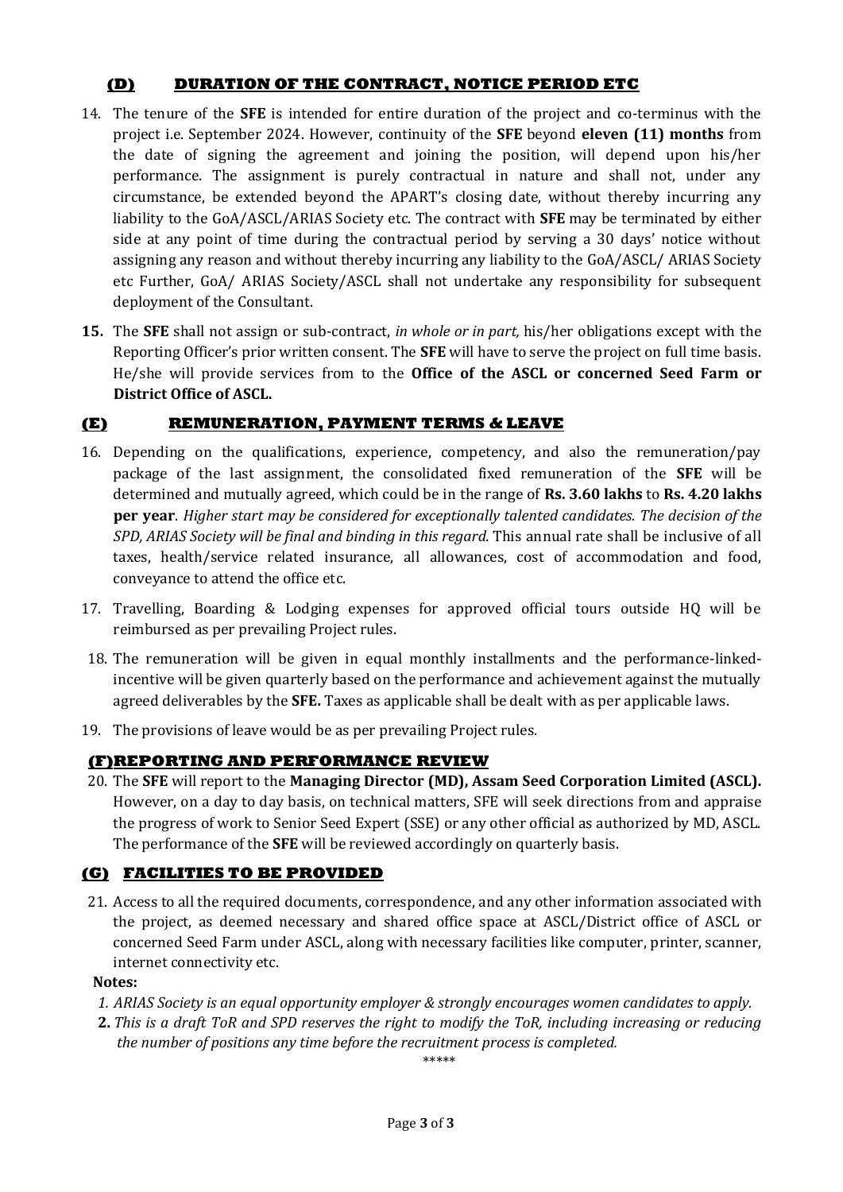### (D) DURATION OF THE CONTRACT, NOTICE PERIOD ETC

14. The tenure of the **SFE** is intended for entire duration of the project and co-terminus with the project i.e. September 2024. However, continuity of the **SFE** beyond **eleven (11) months** from the date of signing the agreement and joining the position, will depend upon his/her performance. The assignment is purely contractual in nature and shall not, under any circumstance, be extended beyond the APART's closing date, without thereby incurring any liability to the GoA/ASCL/ARIAS Society etc. The contract with **SFE** may be terminated by either side at any point of time during the contractual period by serving a 30 days' notice without assigning any reason and without thereby incurring any liability to the GoA/ASCL/ ARIAS Society etc Further, GoA/ ARIAS Society/ASCL shall not undertake any responsibility for subsequent deployment of the Consultant.

15. The **SFE** shall not assign or sub-contract, *in whole or in part,* his/her obligations except with the Reporting Officer's prior written consent. The **SFE** will have to serve the project on full time basis. He/she will provide services from to the **Office of the ASCL or concerned Seed Farm or District Office of ASCL.**

### (E) REMUNERATION, PAYMENT TERMS & LEAVE

16. Depending on the qualifications, experience, competency, and also the remuneration/pay package of the last assignment, the consolidated fixed remuneration of the **SFE** will be determined and mutually agreed, which could be in the range of **Rs. 3.60 lakhs** to **Rs. 4.20 lakhs per year**. *Higher start may be considered for exceptionally talented candidates. The decision of the SPD, ARIAS Society will be final and binding in this regard.* This annual rate shall be inclusive of all taxes, health/service related insurance, all allowances, cost of accommodation and food, conveyance to attend the office etc.

17. Travelling, Boarding & Lodging expenses for approved official tours outside HQ will be reimbursed as per prevailing Project rules.

18. The remuneration will be given in equal monthly installments and the performance-linked-incentive will be given quarterly based on the performance and achievement against the mutually agreed deliverables by the **SFE.** Taxes as applicable shall be dealt with as per applicable laws.

19. The provisions of leave would be as per prevailing Project rules.

### (F) REPORTING AND PERFORMANCE REVIEW

20. The **SFE** will report to the **Managing Director (MD), Assam Seed Corporation Limited (ASCL).** However, on a day to day basis, on technical matters, SFE will seek directions from and appraise the progress of work to Senior Seed Expert (SSE) or any other official as authorized by MD, ASCL. The performance of the **SFE** will be reviewed accordingly on quarterly basis.

### (G) FACILITIES TO BE PROVIDED

21. Access to all the required documents, correspondence, and any other information associated with the project, as deemed necessary and shared office space at ASCL/District office of ASCL or concerned Seed Farm under ASCL, along with necessary facilities like computer, printer, scanner, internet connectivity etc.

**Notes:**

1. *ARIAS Society is an equal opportunity employer & strongly encourages women candidates to apply.*
2. *This is a draft ToR and SPD reserves the right to modify the ToR, including increasing or reducing the number of positions any time before the recruitment process is completed.*

*****